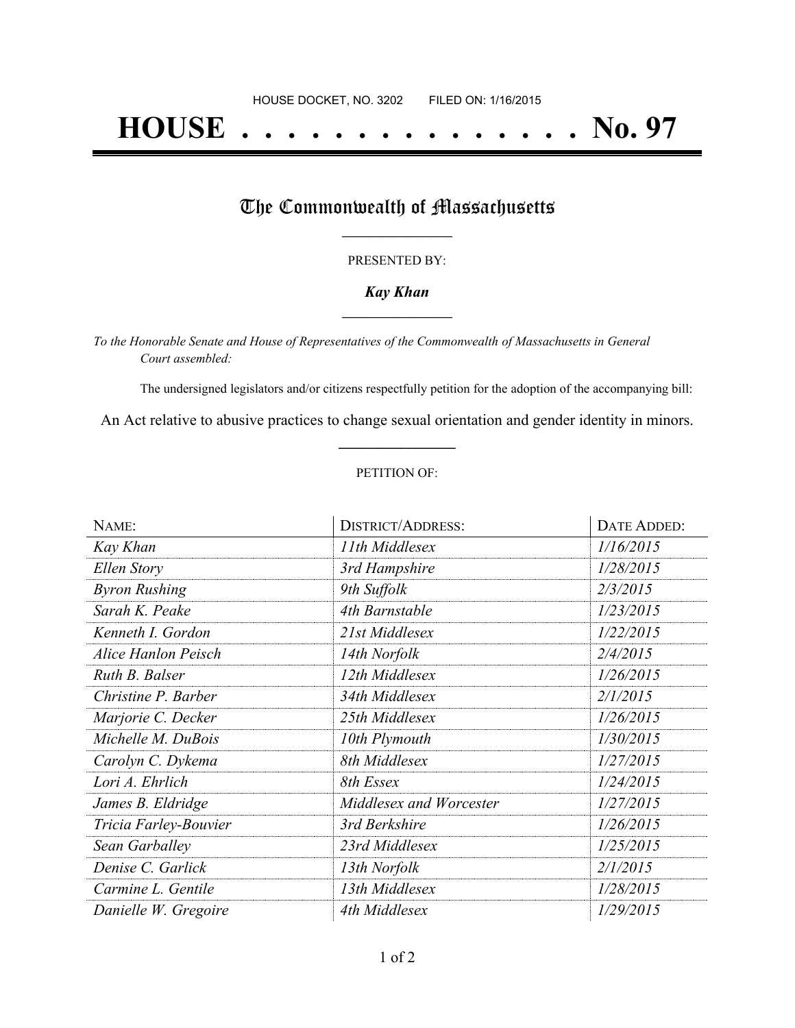HOUSE DOCKET, NO. 3202 FILED ON: 1/16/2015

# HOUSE . . . . . . . . . . . . . . . No. 97

## The Commonwealth of Massachusetts

PRESENTED BY:

***Kay Khan***

*To the Honorable Senate and House of Representatives of the Commonwealth of Massachusetts in General Court assembled:*

The undersigned legislators and/or citizens respectfully petition for the adoption of the accompanying bill:

An Act relative to abusive practices to change sexual orientation and gender identity in minors.

PETITION OF:

| NAME: | DISTRICT/ADDRESS: | DATE ADDED: |
|---|---|---|
| *Kay Khan* | *11th Middlesex* | *1/16/2015* |
| *Ellen Story* | *3rd Hampshire* | *1/28/2015* |
| *Byron Rushing* | *9th Suffolk* | *2/3/2015* |
| *Sarah K. Peake* | *4th Barnstable* | *1/23/2015* |
| *Kenneth I. Gordon* | *21st Middlesex* | *1/22/2015* |
| *Alice Hanlon Peisch* | *14th Norfolk* | *2/4/2015* |
| *Ruth B. Balser* | *12th Middlesex* | *1/26/2015* |
| *Christine P. Barber* | *34th Middlesex* | *2/1/2015* |
| *Marjorie C. Decker* | *25th Middlesex* | *1/26/2015* |
| *Michelle M. DuBois* | *10th Plymouth* | *1/30/2015* |
| *Carolyn C. Dykema* | *8th Middlesex* | *1/27/2015* |
| *Lori A. Ehrlich* | *8th Essex* | *1/24/2015* |
| *James B. Eldridge* | *Middlesex and Worcester* | *1/27/2015* |
| *Tricia Farley-Bouvier* | *3rd Berkshire* | *1/26/2015* |
| *Sean Garballey* | *23rd Middlesex* | *1/25/2015* |
| *Denise C. Garlick* | *13th Norfolk* | *2/1/2015* |
| *Carmine L. Gentile* | *13th Middlesex* | *1/28/2015* |
| *Danielle W. Gregoire* | *4th Middlesex* | *1/29/2015* |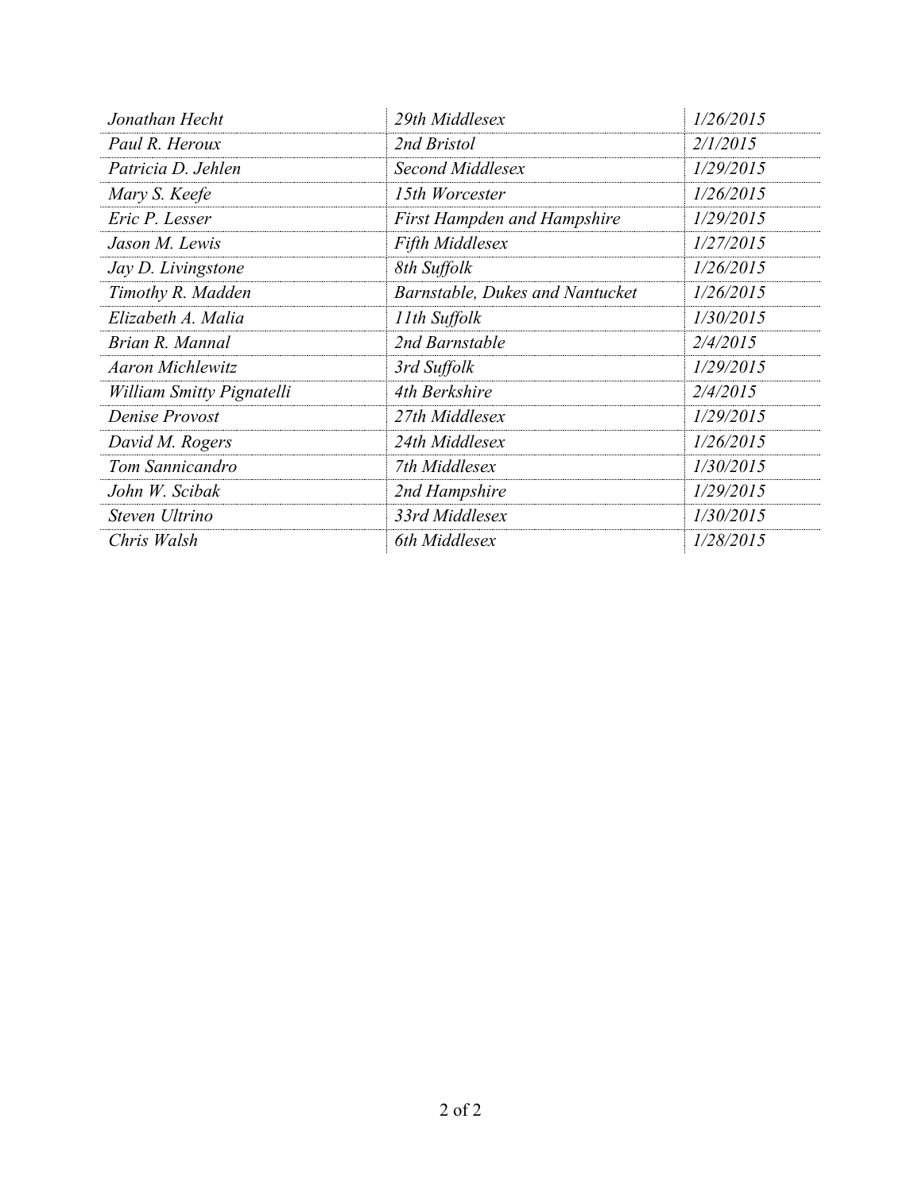| | | |
|---|---|---|
| *Jonathan Hecht* | *29th Middlesex* | *1/26/2015* |
| *Paul R. Heroux* | *2nd Bristol* | *2/1/2015* |
| *Patricia D. Jehlen* | *Second Middlesex* | *1/29/2015* |
| *Mary S. Keefe* | *15th Worcester* | *1/26/2015* |
| *Eric P. Lesser* | *First Hampden and Hampshire* | *1/29/2015* |
| *Jason M. Lewis* | *Fifth Middlesex* | *1/27/2015* |
| *Jay D. Livingstone* | *8th Suffolk* | *1/26/2015* |
| *Timothy R. Madden* | *Barnstable, Dukes and Nantucket* | *1/26/2015* |
| *Elizabeth A. Malia* | *11th Suffolk* | *1/30/2015* |
| *Brian R. Mannal* | *2nd Barnstable* | *2/4/2015* |
| *Aaron Michlewitz* | *3rd Suffolk* | *1/29/2015* |
| *William Smitty Pignatelli* | *4th Berkshire* | *2/4/2015* |
| *Denise Provost* | *27th Middlesex* | *1/29/2015* |
| *David M. Rogers* | *24th Middlesex* | *1/26/2015* |
| *Tom Sannicandro* | *7th Middlesex* | *1/30/2015* |
| *John W. Scibak* | *2nd Hampshire* | *1/29/2015* |
| *Steven Ultrino* | *33rd Middlesex* | *1/30/2015* |
| *Chris Walsh* | *6th Middlesex* | *1/28/2015* |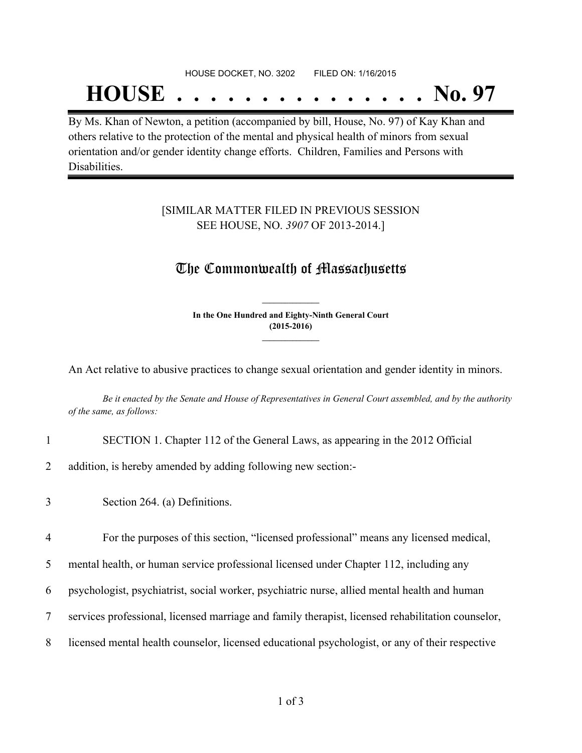HOUSE DOCKET, NO. 3202 FILED ON: 1/16/2015

# HOUSE . . . . . . . . . . . . . . . No. 97

By Ms. Khan of Newton, a petition (accompanied by bill, House, No. 97) of Kay Khan and others relative to the protection of the mental and physical health of minors from sexual orientation and/or gender identity change efforts. Children, Families and Persons with Disabilities.

[SIMILAR MATTER FILED IN PREVIOUS SESSION
SEE HOUSE, NO. *3907* OF 2013-2014.]

## The Commonwealth of Massachusetts

**In the One Hundred and Eighty-Ninth General Court**
**(2015-2016)**

An Act relative to abusive practices to change sexual orientation and gender identity in minors.

*Be it enacted by the Senate and House of Representatives in General Court assembled, and by the authority of the same, as follows:*

1 SECTION 1. Chapter 112 of the General Laws, as appearing in the 2012 Official
2 addition, is hereby amended by adding following new section:-

3 Section 264. (a) Definitions.

4 For the purposes of this section, "licensed professional" means any licensed medical,
5 mental health, or human service professional licensed under Chapter 112, including any
6 psychologist, psychiatrist, social worker, psychiatric nurse, allied mental health and human
7 services professional, licensed marriage and family therapist, licensed rehabilitation counselor,
8 licensed mental health counselor, licensed educational psychologist, or any of their respective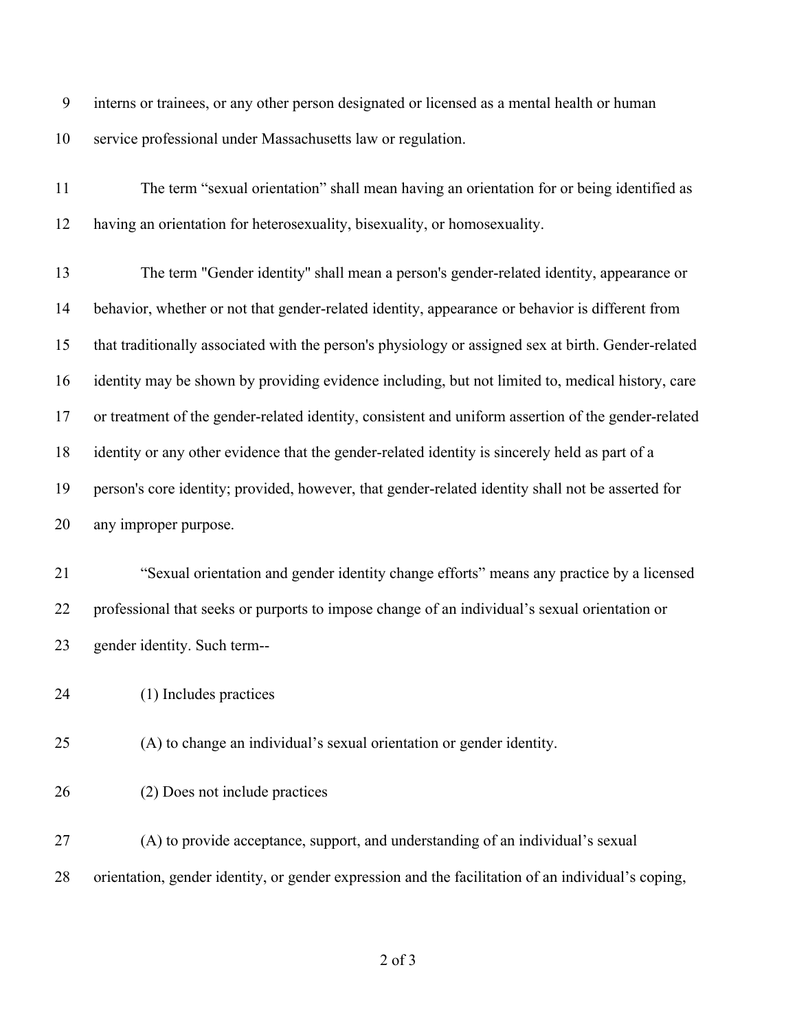interns or trainees, or any other person designated or licensed as a mental health or human service professional under Massachusetts law or regulation.

The term “sexual orientation” shall mean having an orientation for or being identified as having an orientation for heterosexuality, bisexuality, or homosexuality.

The term "Gender identity" shall mean a person's gender-related identity, appearance or behavior, whether or not that gender-related identity, appearance or behavior is different from that traditionally associated with the person's physiology or assigned sex at birth. Gender-related identity may be shown by providing evidence including, but not limited to, medical history, care or treatment of the gender-related identity, consistent and uniform assertion of the gender-related identity or any other evidence that the gender-related identity is sincerely held as part of a person's core identity; provided, however, that gender-related identity shall not be asserted for any improper purpose.

“Sexual orientation and gender identity change efforts” means any practice by a licensed professional that seeks or purports to impose change of an individual’s sexual orientation or gender identity. Such term--

(1) Includes practices

(A) to change an individual’s sexual orientation or gender identity.

(2) Does not include practices

(A) to provide acceptance, support, and understanding of an individual’s sexual orientation, gender identity, or gender expression and the facilitation of an individual’s coping,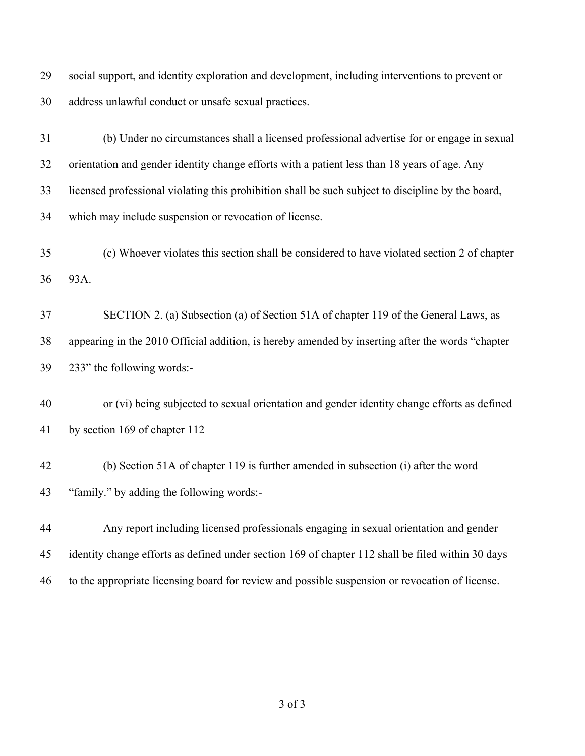social support, and identity exploration and development, including interventions to prevent or address unlawful conduct or unsafe sexual practices.

(b) Under no circumstances shall a licensed professional advertise for or engage in sexual orientation and gender identity change efforts with a patient less than 18 years of age. Any licensed professional violating this prohibition shall be such subject to discipline by the board, which may include suspension or revocation of license.

(c) Whoever violates this section shall be considered to have violated section 2 of chapter 93A.

SECTION 2. (a) Subsection (a) of Section 51A of chapter 119 of the General Laws, as appearing in the 2010 Official addition, is hereby amended by inserting after the words "chapter 233" the following words:-

or (vi) being subjected to sexual orientation and gender identity change efforts as defined by section 169 of chapter 112

(b) Section 51A of chapter 119 is further amended in subsection (i) after the word "family." by adding the following words:-

Any report including licensed professionals engaging in sexual orientation and gender identity change efforts as defined under section 169 of chapter 112 shall be filed within 30 days to the appropriate licensing board for review and possible suspension or revocation of license.